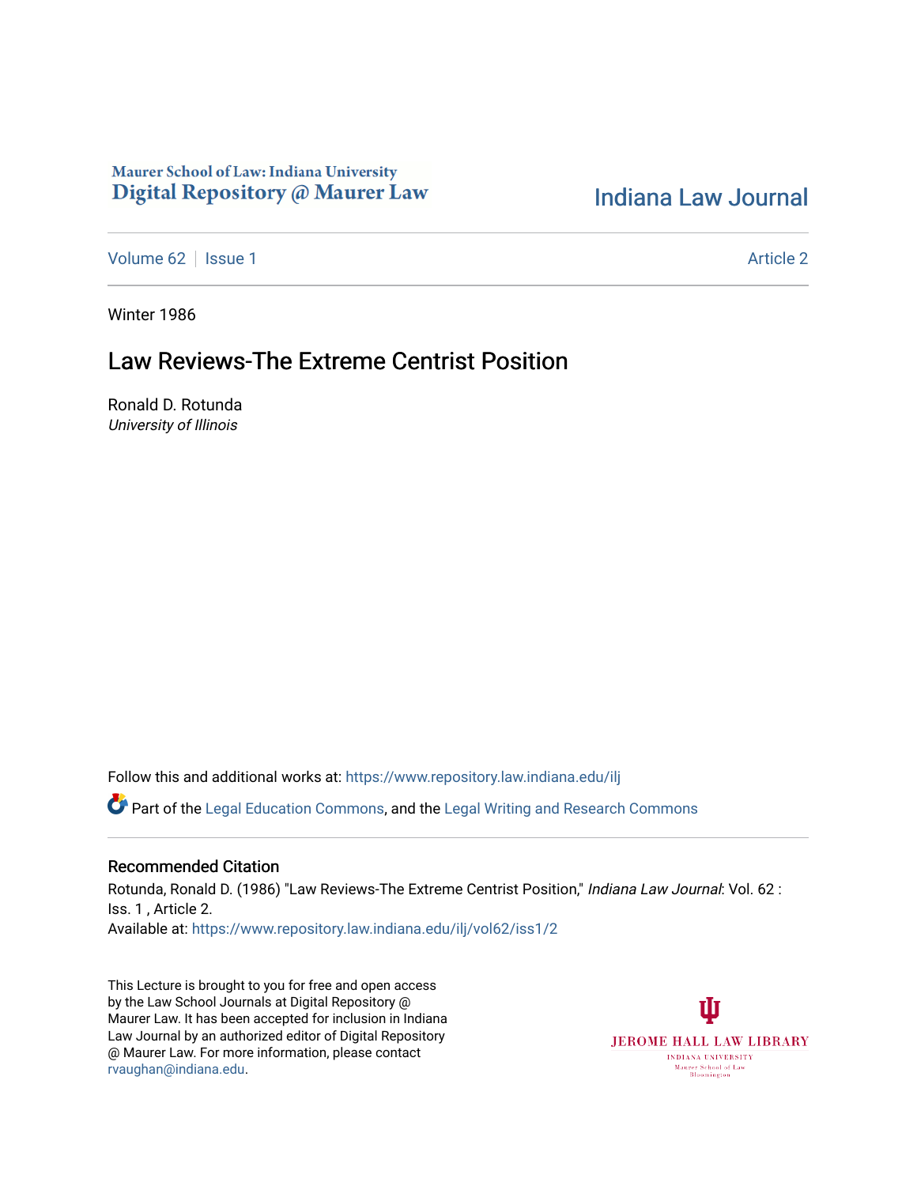Maurer School of Law: Indiana University
Digital Repository @ Maurer Law

Indiana Law Journal

Volume 62 | Issue 1 — Article 2

Winter 1986

# Law Reviews-The Extreme Centrist Position

Ronald D. Rotunda
*University of Illinois*

Follow this and additional works at: https://www.repository.law.indiana.edu/ilj

Part of the Legal Education Commons, and the Legal Writing and Research Commons

## Recommended Citation

Rotunda, Ronald D. (1986) "Law Reviews-The Extreme Centrist Position," *Indiana Law Journal*: Vol. 62 : Iss. 1 , Article 2.
Available at: https://www.repository.law.indiana.edu/ilj/vol62/iss1/2

This Lecture is brought to you for free and open access by the Law School Journals at Digital Repository @ Maurer Law. It has been accepted for inclusion in Indiana Law Journal by an authorized editor of Digital Repository @ Maurer Law. For more information, please contact rvaughan@indiana.edu.

JEROME HALL LAW LIBRARY
INDIANA UNIVERSITY
Maurer School of Law
Bloomington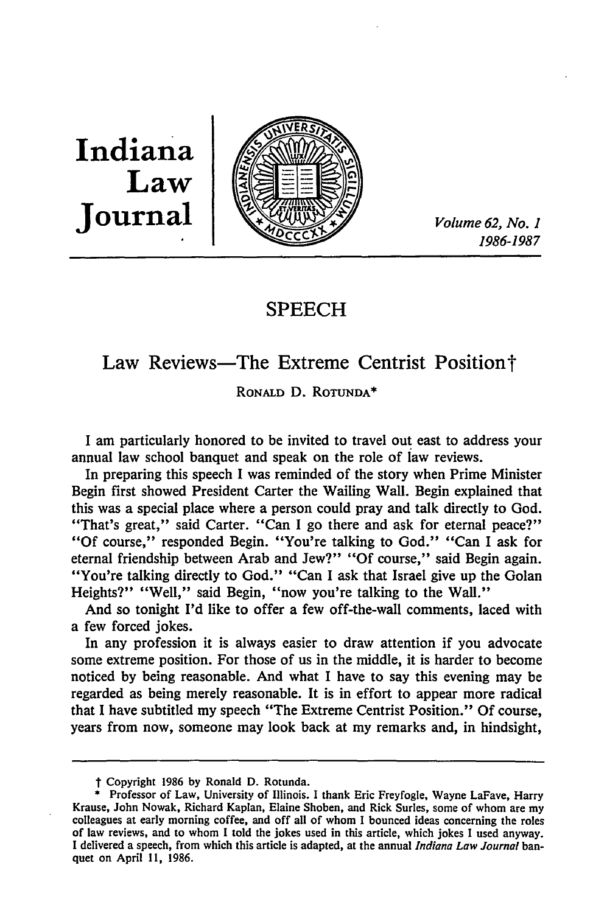# Indiana Law Journal

*Volume 62, No. 1*
*1986-1987*

## SPEECH

# Law Reviews—The Extreme Centrist Position†

RONALD D. ROTUNDA*

I am particularly honored to be invited to travel out east to address your annual law school banquet and speak on the role of law reviews.

In preparing this speech I was reminded of the story when Prime Minister Begin first showed President Carter the Wailing Wall. Begin explained that this was a special place where a person could pray and talk directly to God. "That's great," said Carter. "Can I go there and ask for eternal peace?" "Of course," responded Begin. "You're talking to God." "Can I ask for eternal friendship between Arab and Jew?" "Of course," said Begin again. "You're talking directly to God." "Can I ask that Israel give up the Golan Heights?" "Well," said Begin, "now you're talking to the Wall."

And so tonight I'd like to offer a few off-the-wall comments, laced with a few forced jokes.

In any profession it is always easier to draw attention if you advocate some extreme position. For those of us in the middle, it is harder to become noticed by being reasonable. And what I have to say this evening may be regarded as being merely reasonable. It is in effort to appear more radical that I have subtitled my speech "The Extreme Centrist Position." Of course, years from now, someone may look back at my remarks and, in hindsight,

---

† Copyright 1986 by Ronald D. Rotunda.

\* Professor of Law, University of Illinois. I thank Eric Freyfogle, Wayne LaFave, Harry Krause, John Nowak, Richard Kaplan, Elaine Shoben, and Rick Surles, some of whom are my colleagues at early morning coffee, and off all of whom I bounced ideas concerning the roles of law reviews, and to whom I told the jokes used in this article, which jokes I used anyway. I delivered a speech, from which this article is adapted, at the annual *Indiana Law Journal* banquet on April 11, 1986.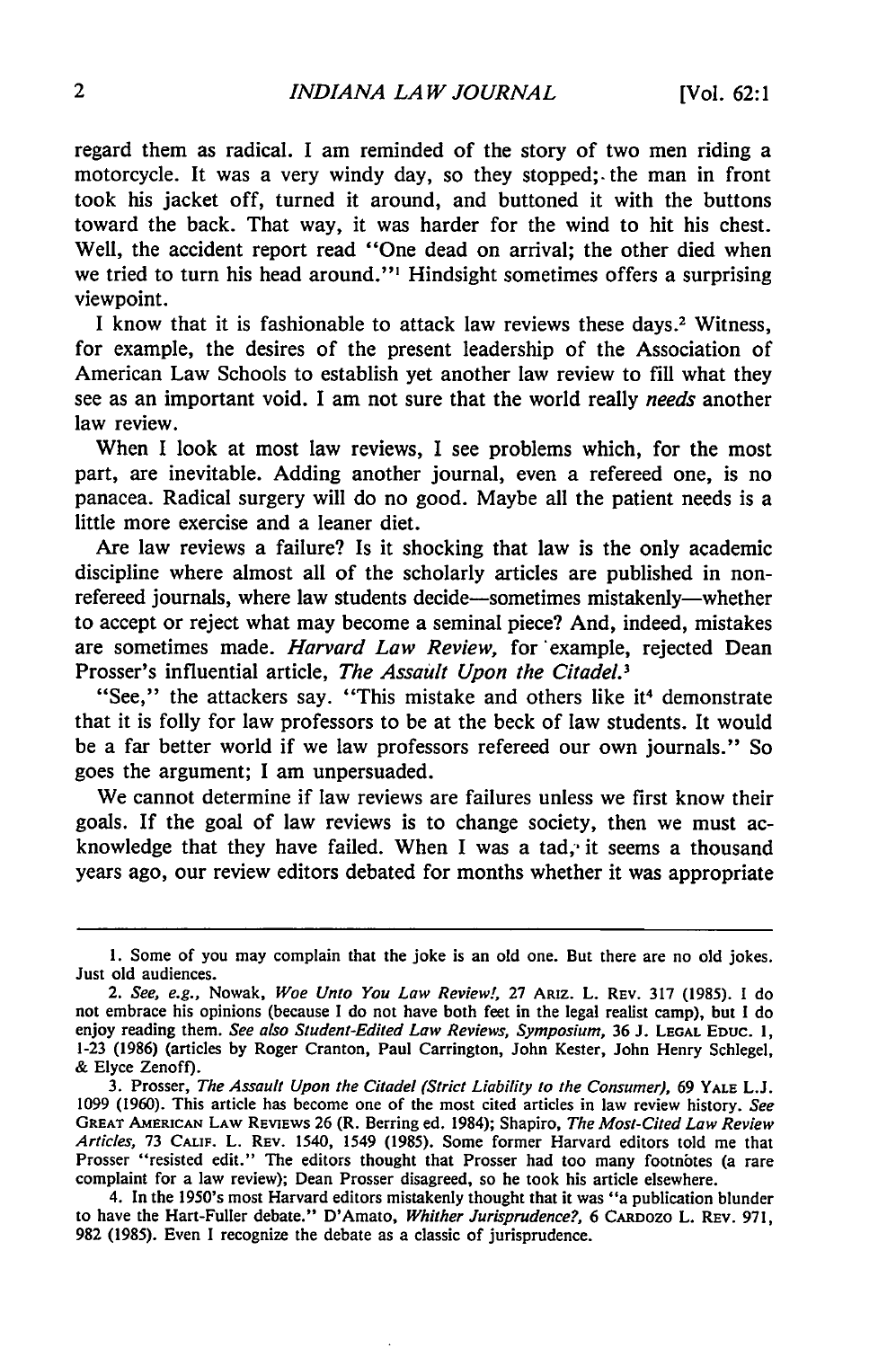regard them as radical. I am reminded of the story of two men riding a motorcycle. It was a very windy day, so they stopped; the man in front took his jacket off, turned it around, and buttoned it with the buttons toward the back. That way, it was harder for the wind to hit his chest. Well, the accident report read "One dead on arrival; the other died when we tried to turn his head around."[1] Hindsight sometimes offers a surprising viewpoint.

I know that it is fashionable to attack law reviews these days.[2] Witness, for example, the desires of the present leadership of the Association of American Law Schools to establish yet another law review to fill what they see as an important void. I am not sure that the world really *needs* another law review.

When I look at most law reviews, I see problems which, for the most part, are inevitable. Adding another journal, even a refereed one, is no panacea. Radical surgery will do no good. Maybe all the patient needs is a little more exercise and a leaner diet.

Are law reviews a failure? Is it shocking that law is the only academic discipline where almost all of the scholarly articles are published in non-refereed journals, where law students decide—sometimes mistakenly—whether to accept or reject what may become a seminal piece? And, indeed, mistakes are sometimes made. *Harvard Law Review*, for example, rejected Dean Prosser's influential article, *The Assault Upon the Citadel*.[3]

"See," the attackers say. "This mistake and others like it[4] demonstrate that it is folly for law professors to be at the beck of law students. It would be a far better world if we law professors refereed our own journals." So goes the argument; I am unpersuaded.

We cannot determine if law reviews are failures unless we first know their goals. If the goal of law reviews is to change society, then we must acknowledge that they have failed. When I was a tad, it seems a thousand years ago, our review editors debated for months whether it was appropriate

---

1. Some of you may complain that the joke is an old one. But there are no old jokes. Just old audiences.

2. *See, e.g.*, Nowak, *Woe Unto You Law Review!*, 27 ARIZ. L. REV. 317 (1985). I do not embrace his opinions (because I do not have both feet in the legal realist camp), but I do enjoy reading them. *See also Student-Edited Law Reviews, Symposium*, 36 J. LEGAL EDUC. 1, 1-23 (1986) (articles by Roger Cranton, Paul Carrington, John Kester, John Henry Schlegel, & Elyce Zenoff).

3. Prosser, *The Assault Upon the Citadel (Strict Liability to the Consumer)*, 69 YALE L.J. 1099 (1960). This article has become one of the most cited articles in law review history. *See* GREAT AMERICAN LAW REVIEWS 26 (R. Berring ed. 1984); Shapiro, *The Most-Cited Law Review Articles*, 73 CALIF. L. REV. 1540, 1549 (1985). Some former Harvard editors told me that Prosser "resisted edit." The editors thought that Prosser had too many footnotes (a rare complaint for a law review); Dean Prosser disagreed, so he took his article elsewhere.

4. In the 1950's most Harvard editors mistakenly thought that it was "a publication blunder to have the Hart-Fuller debate." D'Amato, *Whither Jurisprudence?*, 6 CARDOZO L. REV. 971, 982 (1985). Even I recognize the debate as a classic of jurisprudence.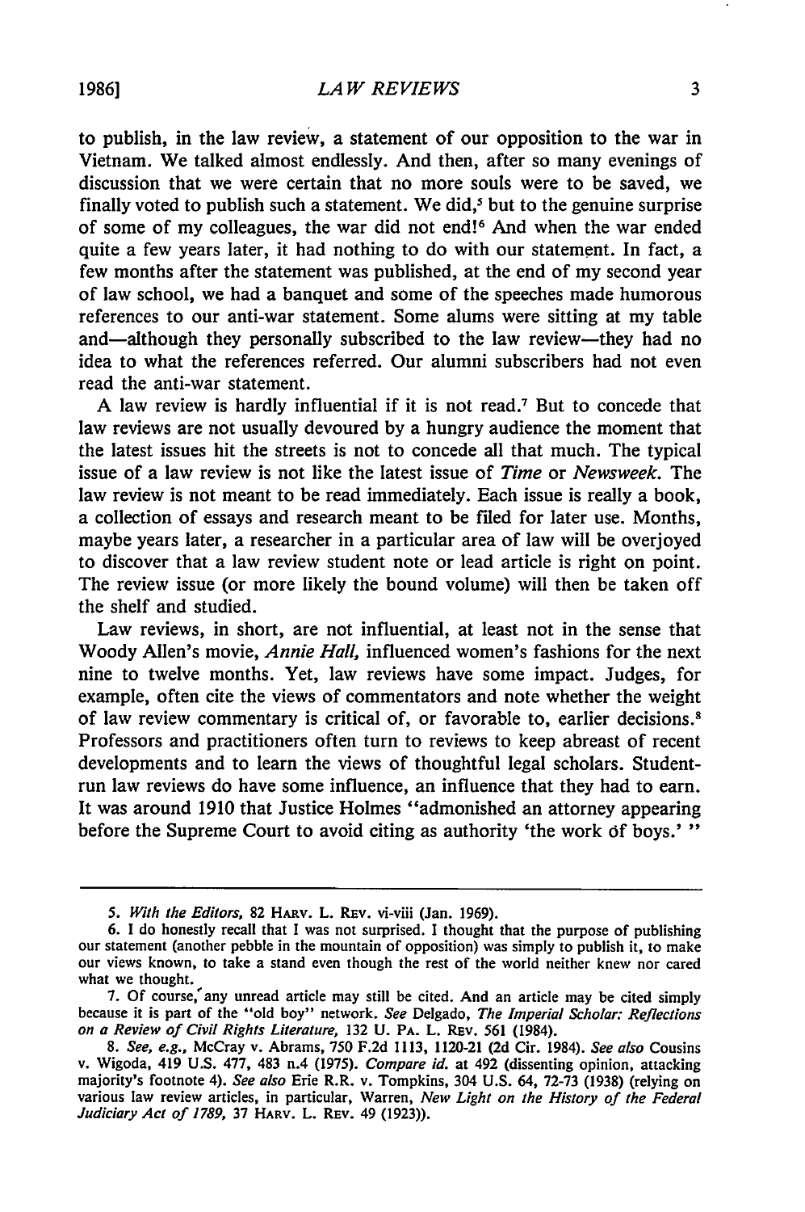to publish, in the law review, a statement of our opposition to the war in Vietnam. We talked almost endlessly. And then, after so many evenings of discussion that we were certain that no more souls were to be saved, we finally voted to publish such a statement. We did,[5] but to the genuine surprise of some of my colleagues, the war did not end![6] And when the war ended quite a few years later, it had nothing to do with our statement. In fact, a few months after the statement was published, at the end of my second year of law school, we had a banquet and some of the speeches made humorous references to our anti-war statement. Some alums were sitting at my table and—although they personally subscribed to the law review—they had no idea to what the references referred. Our alumni subscribers had not even read the anti-war statement.

A law review is hardly influential if it is not read.[7] But to concede that law reviews are not usually devoured by a hungry audience the moment that the latest issues hit the streets is not to concede all that much. The typical issue of a law review is not like the latest issue of *Time* or *Newsweek*. The law review is not meant to be read immediately. Each issue is really a book, a collection of essays and research meant to be filed for later use. Months, maybe years later, a researcher in a particular area of law will be overjoyed to discover that a law review student note or lead article is right on point. The review issue (or more likely the bound volume) will then be taken off the shelf and studied.

Law reviews, in short, are not influential, at least not in the sense that Woody Allen's movie, *Annie Hall*, influenced women's fashions for the next nine to twelve months. Yet, law reviews have some impact. Judges, for example, often cite the views of commentators and note whether the weight of law review commentary is critical of, or favorable to, earlier decisions.[8] Professors and practitioners often turn to reviews to keep abreast of recent developments and to learn the views of thoughtful legal scholars. Student-run law reviews do have some influence, an influence that they had to earn. It was around 1910 that Justice Holmes "admonished an attorney appearing before the Supreme Court to avoid citing as authority 'the work of boys.' "

---

5. *With the Editors*, 82 HARV. L. REV. vi-viii (Jan. 1969).

6. I do honestly recall that I was not surprised. I thought that the purpose of publishing our statement (another pebble in the mountain of opposition) was simply to publish it, to make our views known, to take a stand even though the rest of the world neither knew nor cared what we thought.

7. Of course, any unread article may still be cited. And an article may be cited simply because it is part of the "old boy" network. *See* Delgado, *The Imperial Scholar: Reflections on a Review of Civil Rights Literature*, 132 U. PA. L. REV. 561 (1984).

8. *See, e.g.*, McCray v. Abrams, 750 F.2d 1113, 1120-21 (2d Cir. 1984). *See also* Cousins v. Wigoda, 419 U.S. 477, 483 n.4 (1975). *Compare id.* at 492 (dissenting opinion, attacking majority's footnote 4). *See also* Erie R.R. v. Tompkins, 304 U.S. 64, 72-73 (1938) (relying on various law review articles, in particular, Warren, *New Light on the History of the Federal Judiciary Act of 1789*, 37 HARV. L. REV. 49 (1923)).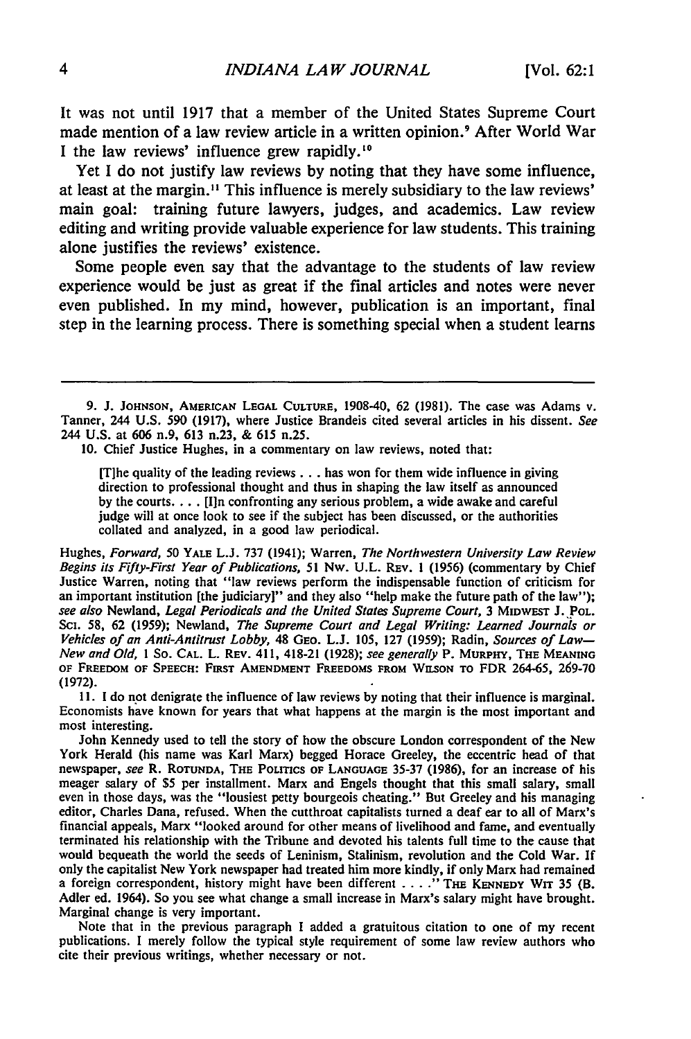It was not until 1917 that a member of the United States Supreme Court made mention of a law review article in a written opinion.[9] After World War I the law reviews' influence grew rapidly.[10]

Yet I do not justify law reviews by noting that they have some influence, at least at the margin.[11] This influence is merely subsidiary to the law reviews' main goal: training future lawyers, judges, and academics. Law review editing and writing provide valuable experience for law students. This training alone justifies the reviews' existence.

Some people even say that the advantage to the students of law review experience would be just as great if the final articles and notes were never even published. In my mind, however, publication is an important, final step in the learning process. There is something special when a student learns

---

9. J. Johnson, American Legal Culture, 1908-40, 62 (1981). The case was Adams v. Tanner, 244 U.S. 590 (1917), where Justice Brandeis cited several articles in his dissent. *See* 244 U.S. at 606 n.9, 613 n.23, & 615 n.25.

10. Chief Justice Hughes, in a commentary on law reviews, noted that:

> [T]he quality of the leading reviews . . . has won for them wide influence in giving direction to professional thought and thus in shaping the law itself as announced by the courts. . . . [I]n confronting any serious problem, a wide awake and careful judge will at once look to see if the subject has been discussed, or the authorities collated and analyzed, in a good law periodical.

Hughes, *Forward*, 50 Yale L.J. 737 (1941); Warren, *The Northwestern University Law Review Begins its Fifty-First Year of Publications*, 51 Nw. U.L. Rev. 1 (1956) (commentary by Chief Justice Warren, noting that "law reviews perform the indispensable function of criticism for an important institution [the judiciary]" and they also "help make the future path of the law"); *see also* Newland, *Legal Periodicals and the United States Supreme Court*, 3 Midwest J. Pol. Sci. 58, 62 (1959); Newland, *The Supreme Court and Legal Writing: Learned Journals or Vehicles of an Anti-Antitrust Lobby*, 48 Geo. L.J. 105, 127 (1959); Radin, *Sources of Law—New and Old*, 1 So. Cal. L. Rev. 411, 418-21 (1928); *see generally* P. Murphy, The Meaning of Freedom of Speech: First Amendment Freedoms from Wilson to FDR 264-65, 269-70 (1972).

11. I do not denigrate the influence of law reviews by noting that their influence is marginal. Economists have known for years that what happens at the margin is the most important and most interesting.

John Kennedy used to tell the story of how the obscure London correspondent of the New York Herald (his name was Karl Marx) begged Horace Greeley, the eccentric head of that newspaper, *see* R. Rotunda, The Politics of Language 35-37 (1986), for an increase of his meager salary of $5 per installment. Marx and Engels thought that this small salary, small even in those days, was the "lousiest petty bourgeois cheating." But Greeley and his managing editor, Charles Dana, refused. When the cutthroat capitalists turned a deaf ear to all of Marx's financial appeals, Marx "looked around for other means of livelihood and fame, and eventually terminated his relationship with the Tribune and devoted his talents full time to the cause that would bequeath the world the seeds of Leninism, Stalinism, revolution and the Cold War. If only the capitalist New York newspaper had treated him more kindly, if only Marx had remained a foreign correspondent, history might have been different . . . ." The Kennedy Wit 35 (B. Adler ed. 1964). So you see what change a small increase in Marx's salary might have brought. Marginal change is very important.

Note that in the previous paragraph I added a gratuitous citation to one of my recent publications. I merely follow the typical style requirement of some law review authors who cite their previous writings, whether necessary or not.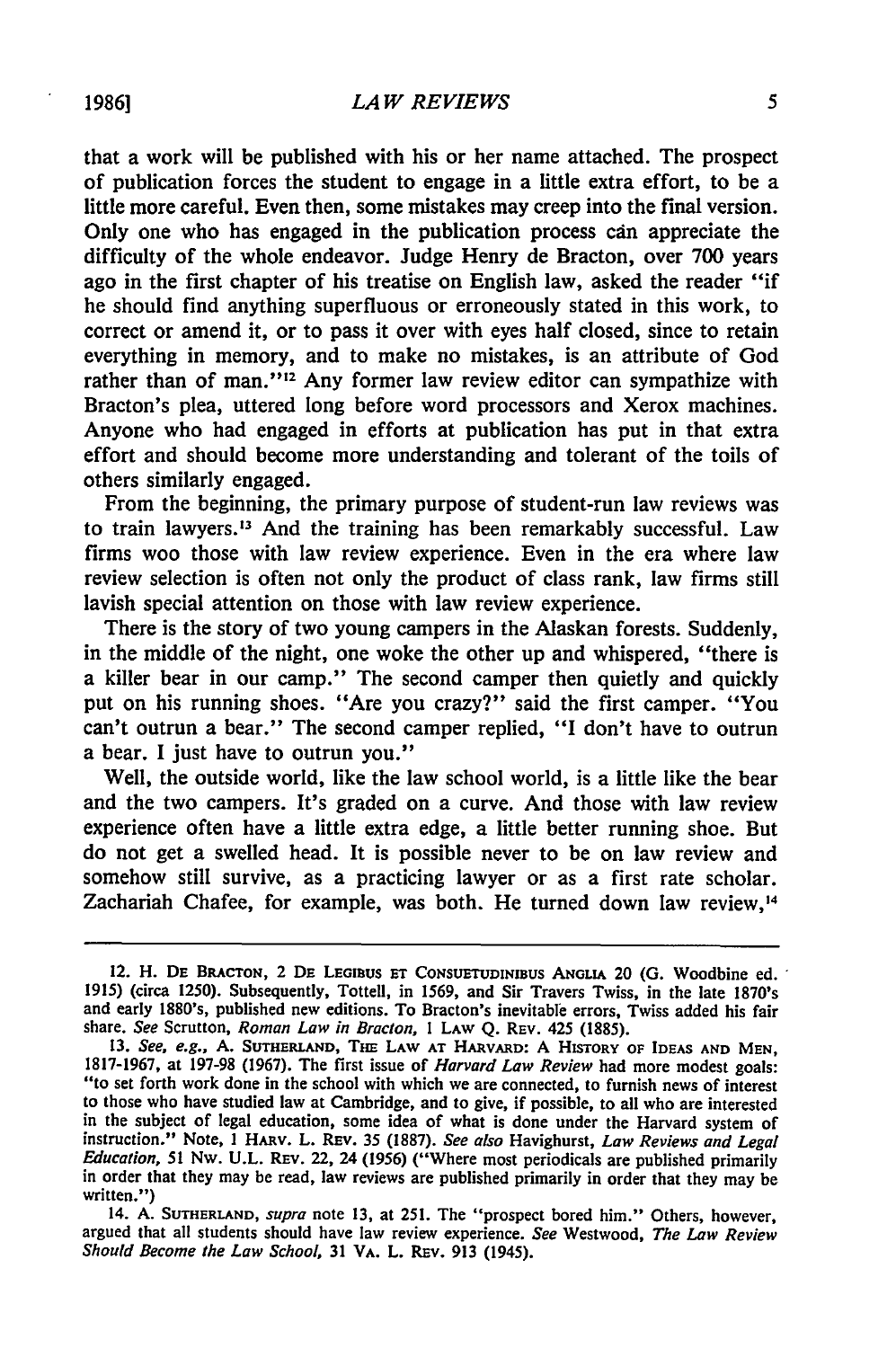that a work will be published with his or her name attached. The prospect of publication forces the student to engage in a little extra effort, to be a little more careful. Even then, some mistakes may creep into the final version. Only one who has engaged in the publication process can appreciate the difficulty of the whole endeavor. Judge Henry de Bracton, over 700 years ago in the first chapter of his treatise on English law, asked the reader "if he should find anything superfluous or erroneously stated in this work, to correct or amend it, or to pass it over with eyes half closed, since to retain everything in memory, and to make no mistakes, is an attribute of God rather than of man."[12] Any former law review editor can sympathize with Bracton's plea, uttered long before word processors and Xerox machines. Anyone who had engaged in efforts at publication has put in that extra effort and should become more understanding and tolerant of the toils of others similarly engaged.

From the beginning, the primary purpose of student-run law reviews was to train lawyers.[13] And the training has been remarkably successful. Law firms woo those with law review experience. Even in the era where law review selection is often not only the product of class rank, law firms still lavish special attention on those with law review experience.

There is the story of two young campers in the Alaskan forests. Suddenly, in the middle of the night, one woke the other up and whispered, "there is a killer bear in our camp." The second camper then quietly and quickly put on his running shoes. "Are you crazy?" said the first camper. "You can't outrun a bear." The second camper replied, "I don't have to outrun a bear. I just have to outrun you."

Well, the outside world, like the law school world, is a little like the bear and the two campers. It's graded on a curve. And those with law review experience often have a little extra edge, a little better running shoe. But do not get a swelled head. It is possible never to be on law review and somehow still survive, as a practicing lawyer or as a first rate scholar. Zachariah Chafee, for example, was both. He turned down law review,[14]

---

12. H. DE BRACTON, 2 DE LEGIBUS ET CONSUETUDINIBUS ANGLIA 20 (G. Woodbine ed. 1915) (circa 1250). Subsequently, Tottell, in 1569, and Sir Travers Twiss, in the late 1870's and early 1880's, published new editions. To Bracton's inevitable errors, Twiss added his fair share. *See* Scrutton, *Roman Law in Bracton*, 1 LAW Q. REV. 425 (1885).

13. *See, e.g.*, A. SUTHERLAND, THE LAW AT HARVARD: A HISTORY OF IDEAS AND MEN, 1817-1967, at 197-98 (1967). The first issue of *Harvard Law Review* had more modest goals: "to set forth work done in the school with which we are connected, to furnish news of interest to those who have studied law at Cambridge, and to give, if possible, to all who are interested in the subject of legal education, some idea of what is done under the Harvard system of instruction." Note, 1 HARV. L. REV. 35 (1887). *See also* Havighurst, *Law Reviews and Legal Education*, 51 NW. U.L. REV. 22, 24 (1956) ("Where most periodicals are published primarily in order that they may be read, law reviews are published primarily in order that they may be written.")

14. A. SUTHERLAND, *supra* note 13, at 251. The "prospect bored him." Others, however, argued that all students should have law review experience. *See* Westwood, *The Law Review Should Become the Law School*, 31 VA. L. REV. 913 (1945).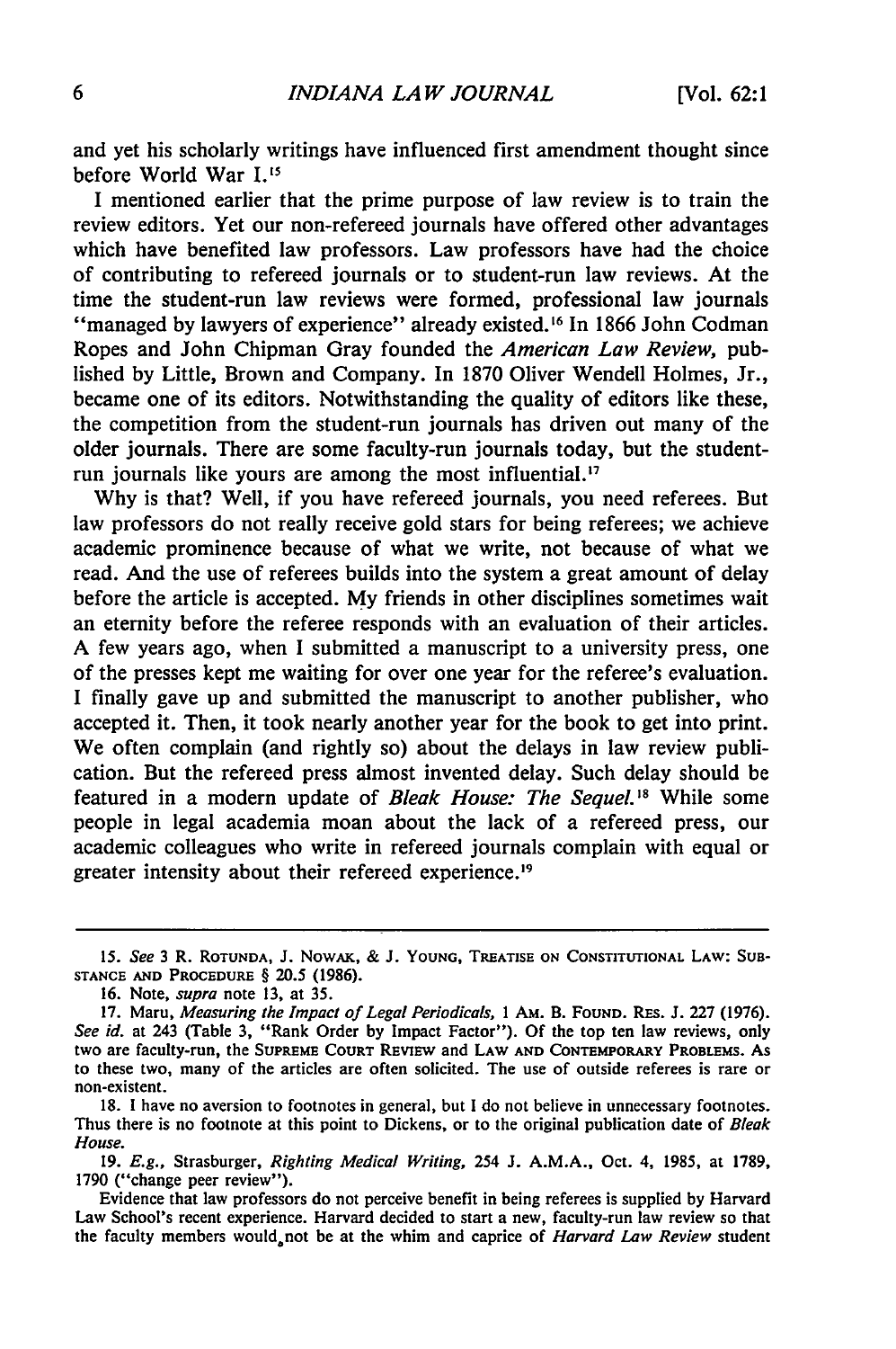and yet his scholarly writings have influenced first amendment thought since before World War I.[15]

I mentioned earlier that the prime purpose of law review is to train the review editors. Yet our non-refereed journals have offered other advantages which have benefited law professors. Law professors have had the choice of contributing to refereed journals or to student-run law reviews. At the time the student-run law reviews were formed, professional law journals "managed by lawyers of experience" already existed.[16] In 1866 John Codman Ropes and John Chipman Gray founded the *American Law Review*, published by Little, Brown and Company. In 1870 Oliver Wendell Holmes, Jr., became one of its editors. Notwithstanding the quality of editors like these, the competition from the student-run journals has driven out many of the older journals. There are some faculty-run journals today, but the student-run journals like yours are among the most influential.[17]

Why is that? Well, if you have refereed journals, you need referees. But law professors do not really receive gold stars for being referees; we achieve academic prominence because of what we write, not because of what we read. And the use of referees builds into the system a great amount of delay before the article is accepted. My friends in other disciplines sometimes wait an eternity before the referee responds with an evaluation of their articles. A few years ago, when I submitted a manuscript to a university press, one of the presses kept me waiting for over one year for the referee's evaluation. I finally gave up and submitted the manuscript to another publisher, who accepted it. Then, it took nearly another year for the book to get into print. We often complain (and rightly so) about the delays in law review publication. But the refereed press almost invented delay. Such delay should be featured in a modern update of *Bleak House: The Sequel*.[18] While some people in legal academia moan about the lack of a refereed press, our academic colleagues who write in refereed journals complain with equal or greater intensity about their refereed experience.[19]

---

15. *See* 3 R. ROTUNDA, J. NOWAK, & J. YOUNG, TREATISE ON CONSTITUTIONAL LAW: SUBSTANCE AND PROCEDURE § 20.5 (1986).

16. Note, *supra* note 13, at 35.

17. Maru, *Measuring the Impact of Legal Periodicals*, 1 AM. B. FOUND. RES. J. 227 (1976). *See id.* at 243 (Table 3, "Rank Order by Impact Factor"). Of the top ten law reviews, only two are faculty-run, the SUPREME COURT REVIEW and LAW AND CONTEMPORARY PROBLEMS. As to these two, many of the articles are often solicited. The use of outside referees is rare or non-existent.

18. I have no aversion to footnotes in general, but I do not believe in unnecessary footnotes. Thus there is no footnote at this point to Dickens, or to the original publication date of *Bleak House*.

19. *E.g.*, Strasburger, *Righting Medical Writing*, 254 J. A.M.A., Oct. 4, 1985, at 1789, 1790 ("change peer review").

Evidence that law professors do not perceive benefit in being referees is supplied by Harvard Law School's recent experience. Harvard decided to start a new, faculty-run law review so that the faculty members would not be at the whim and caprice of *Harvard Law Review* student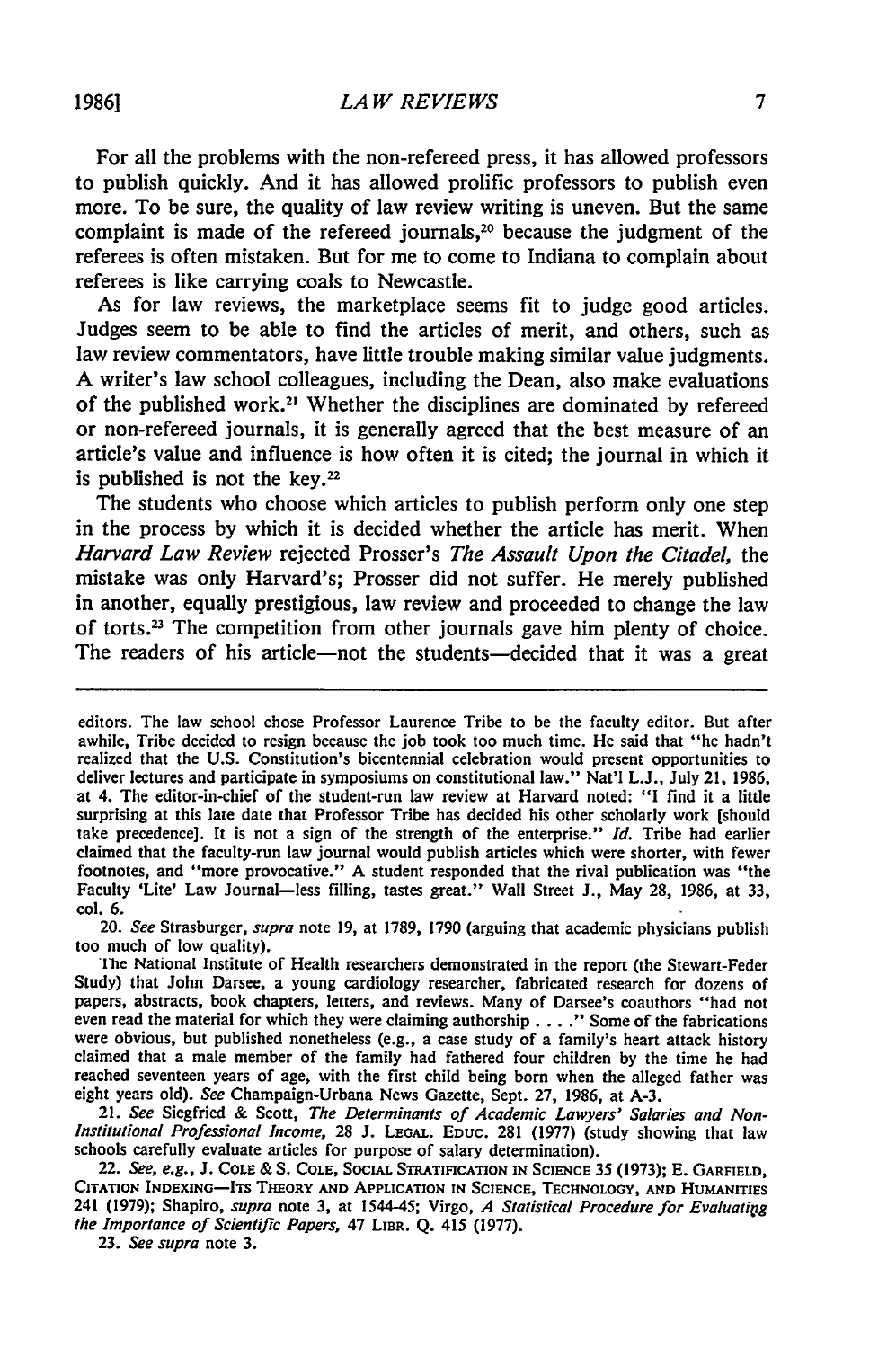For all the problems with the non-refereed press, it has allowed professors to publish quickly. And it has allowed prolific professors to publish even more. To be sure, the quality of law review writing is uneven. But the same complaint is made of the refereed journals,[20] because the judgment of the referees is often mistaken. But for me to come to Indiana to complain about referees is like carrying coals to Newcastle.

As for law reviews, the marketplace seems fit to judge good articles. Judges seem to be able to find the articles of merit, and others, such as law review commentators, have little trouble making similar value judgments. A writer's law school colleagues, including the Dean, also make evaluations of the published work.[21] Whether the disciplines are dominated by refereed or non-refereed journals, it is generally agreed that the best measure of an article's value and influence is how often it is cited; the journal in which it is published is not the key.[22]

The students who choose which articles to publish perform only one step in the process by which it is decided whether the article has merit. When *Harvard Law Review* rejected Prosser's *The Assault Upon the Citadel,* the mistake was only Harvard's; Prosser did not suffer. He merely published in another, equally prestigious, law review and proceeded to change the law of torts.[23] The competition from other journals gave him plenty of choice. The readers of his article—not the students—decided that it was a great

---

editors. The law school chose Professor Laurence Tribe to be the faculty editor. But after awhile, Tribe decided to resign because the job took too much time. He said that "he hadn't realized that the U.S. Constitution's bicentennial celebration would present opportunities to deliver lectures and participate in symposiums on constitutional law." Nat'l L.J., July 21, 1986, at 4. The editor-in-chief of the student-run law review at Harvard noted: "I find it a little surprising at this late date that Professor Tribe has decided his other scholarly work [should take precedence]. It is not a sign of the strength of the enterprise." *Id.* Tribe had earlier claimed that the faculty-run law journal would publish articles which were shorter, with fewer footnotes, and "more provocative." A student responded that the rival publication was "the Faculty 'Lite' Law Journal—less filling, tastes great." Wall Street J., May 28, 1986, at 33, col. 6.

20. *See* Strasburger, *supra* note 19, at 1789, 1790 (arguing that academic physicians publish too much of low quality).

The National Institute of Health researchers demonstrated in the report (the Stewart-Feder Study) that John Darsee, a young cardiology researcher, fabricated research for dozens of papers, abstracts, book chapters, letters, and reviews. Many of Darsee's coauthors "had not even read the material for which they were claiming authorship . . . ." Some of the fabrications were obvious, but published nonetheless (e.g., a case study of a family's heart attack history claimed that a male member of the family had fathered four children by the time he had reached seventeen years of age, with the first child being born when the alleged father was eight years old). *See* Champaign-Urbana News Gazette, Sept. 27, 1986, at A-3.

21. *See* Siegfried & Scott, *The Determinants of Academic Lawyers' Salaries and Non-Institutional Professional Income,* 28 J. LEGAL. EDUC. 281 (1977) (study showing that law schools carefully evaluate articles for purpose of salary determination).

22. *See, e.g.*, J. COLE & S. COLE, SOCIAL STRATIFICATION IN SCIENCE 35 (1973); E. GARFIELD, CITATION INDEXING—ITS THEORY AND APPLICATION IN SCIENCE, TECHNOLOGY, AND HUMANITIES 241 (1979); Shapiro, *supra* note 3, at 1544-45; Virgo, *A Statistical Procedure for Evaluating the Importance of Scientific Papers,* 47 LIBR. Q. 415 (1977).

23. *See supra* note 3.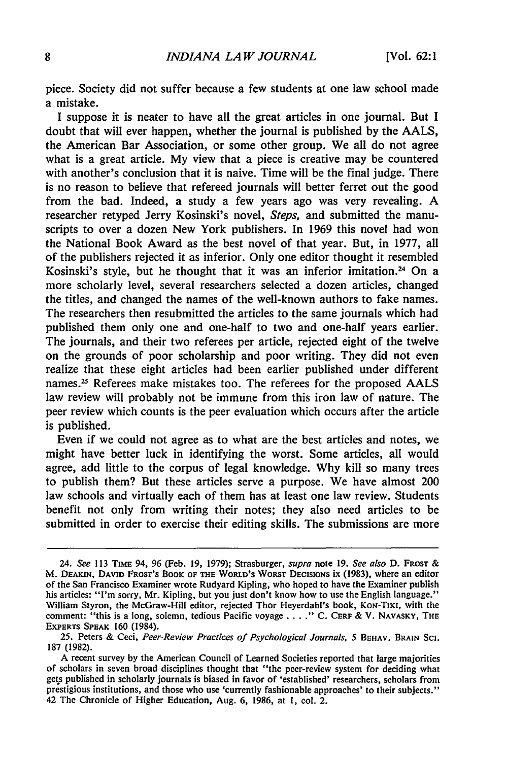piece. Society did not suffer because a few students at one law school made a mistake.

I suppose it is neater to have all the great articles in one journal. But I doubt that will ever happen, whether the journal is published by the AALS, the American Bar Association, or some other group. We all do not agree what is a great article. My view that a piece is creative may be countered with another's conclusion that it is naive. Time will be the final judge. There is no reason to believe that refereed journals will better ferret out the good from the bad. Indeed, a study a few years ago was very revealing. A researcher retyped Jerry Kosinski's novel, *Steps*, and submitted the manuscripts to over a dozen New York publishers. In 1969 this novel had won the National Book Award as the best novel of that year. But, in 1977, all of the publishers rejected it as inferior. Only one editor thought it resembled Kosinski's style, but he thought that it was an inferior imitation.[24] On a more scholarly level, several researchers selected a dozen articles, changed the titles, and changed the names of the well-known authors to fake names. The researchers then resubmitted the articles to the same journals which had published them only one and one-half to two and one-half years earlier. The journals, and their two referees per article, rejected eight of the twelve on the grounds of poor scholarship and poor writing. They did not even realize that these eight articles had been earlier published under different names.[25] Referees make mistakes too. The referees for the proposed AALS law review will probably not be immune from this iron law of nature. The peer review which counts is the peer evaluation which occurs after the article is published.

Even if we could not agree as to what are the best articles and notes, we might have better luck in identifying the worst. Some articles, all would agree, add little to the corpus of legal knowledge. Why kill so many trees to publish them? But these articles serve a purpose. We have almost 200 law schools and virtually each of them has at least one law review. Students benefit not only from writing their notes; they also need articles to be submitted in order to exercise their editing skills. The submissions are more

---

24. *See* 113 TIME 94, 96 (Feb. 19, 1979); Strasburger, *supra* note 19. *See also* D. FROST & M. DEAKIN, DAVID FROST'S BOOK OF THE WORLD'S WORST DECISIONS ix (1983), where an editor of the San Francisco Examiner wrote Rudyard Kipling, who hoped to have the Examiner publish his articles: "I'm sorry, Mr. Kipling, but you just don't know how to use the English language." William Styron, the McGraw-Hill editor, rejected Thor Heyerdahl's book, KON-TIKI, with the comment: "this is a long, solemn, tedious Pacific voyage . . . ." C. CERF & V. NAVASKY, THE EXPERTS SPEAK 160 (1984).

25. Peters & Ceci, *Peer-Review Practices of Psychological Journals*, 5 BEHAV. BRAIN SCI. 187 (1982).

A recent survey by the American Council of Learned Societies reported that large majorities of scholars in seven broad disciplines thought that "the peer-review system for deciding what gets published in scholarly journals is biased in favor of 'established' researchers, scholars from prestigious institutions, and those who use 'currently fashionable approaches' to their subjects." 42 The Chronicle of Higher Education, Aug. 6, 1986, at 1, col. 2.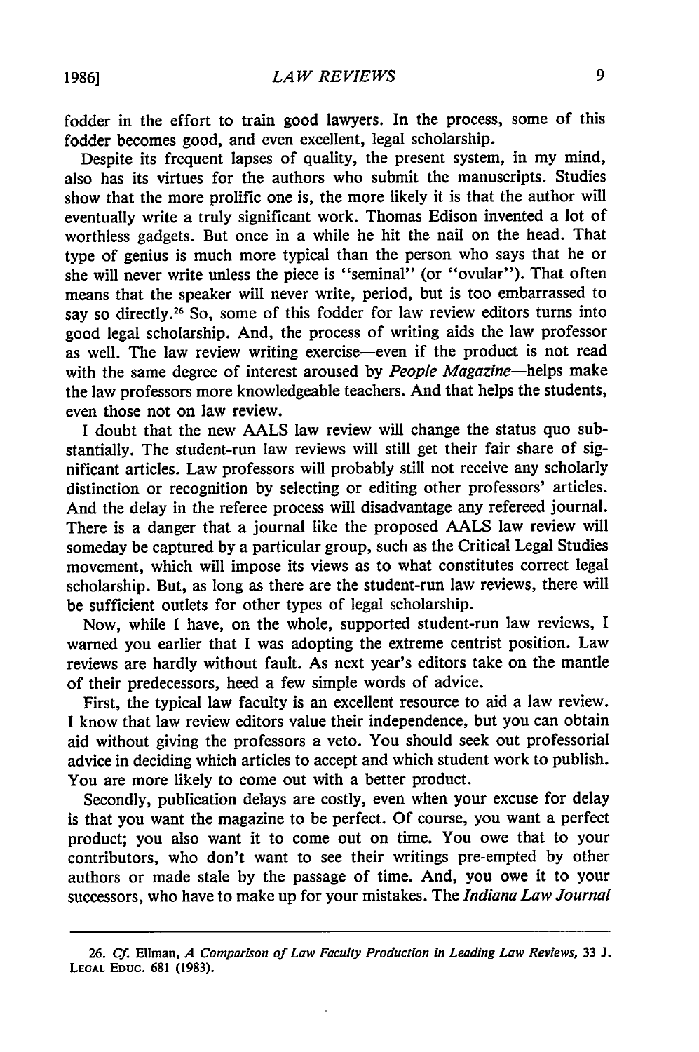fodder in the effort to train good lawyers. In the process, some of this fodder becomes good, and even excellent, legal scholarship.

Despite its frequent lapses of quality, the present system, in my mind, also has its virtues for the authors who submit the manuscripts. Studies show that the more prolific one is, the more likely it is that the author will eventually write a truly significant work. Thomas Edison invented a lot of worthless gadgets. But once in a while he hit the nail on the head. That type of genius is much more typical than the person who says that he or she will never write unless the piece is "seminal" (or "ovular"). That often means that the speaker will never write, period, but is too embarrassed to say so directly.[26] So, some of this fodder for law review editors turns into good legal scholarship. And, the process of writing aids the law professor as well. The law review writing exercise—even if the product is not read with the same degree of interest aroused by *People Magazine*—helps make the law professors more knowledgeable teachers. And that helps the students, even those not on law review.

I doubt that the new AALS law review will change the status quo substantially. The student-run law reviews will still get their fair share of significant articles. Law professors will probably still not receive any scholarly distinction or recognition by selecting or editing other professors' articles. And the delay in the referee process will disadvantage any refereed journal. There is a danger that a journal like the proposed AALS law review will someday be captured by a particular group, such as the Critical Legal Studies movement, which will impose its views as to what constitutes correct legal scholarship. But, as long as there are the student-run law reviews, there will be sufficient outlets for other types of legal scholarship.

Now, while I have, on the whole, supported student-run law reviews, I warned you earlier that I was adopting the extreme centrist position. Law reviews are hardly without fault. As next year's editors take on the mantle of their predecessors, heed a few simple words of advice.

First, the typical law faculty is an excellent resource to aid a law review. I know that law review editors value their independence, but you can obtain aid without giving the professors a veto. You should seek out professorial advice in deciding which articles to accept and which student work to publish. You are more likely to come out with a better product.

Secondly, publication delays are costly, even when your excuse for delay is that you want the magazine to be perfect. Of course, you want a perfect product; you also want it to come out on time. You owe that to your contributors, who don't want to see their writings pre-empted by other authors or made stale by the passage of time. And, you owe it to your successors, who have to make up for your mistakes. The *Indiana Law Journal*

---

26. *Cf.* Ellman, *A Comparison of Law Faculty Production in Leading Law Reviews*, 33 J. Legal Educ. 681 (1983).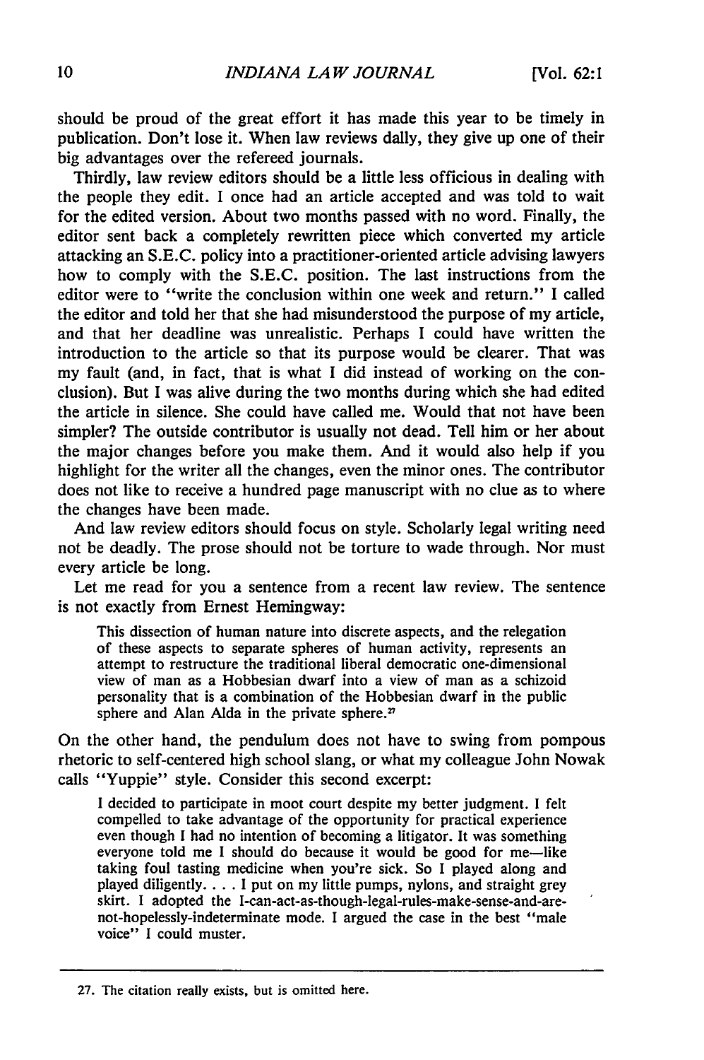should be proud of the great effort it has made this year to be timely in publication. Don't lose it. When law reviews dally, they give up one of their big advantages over the refereed journals.

Thirdly, law review editors should be a little less officious in dealing with the people they edit. I once had an article accepted and was told to wait for the edited version. About two months passed with no word. Finally, the editor sent back a completely rewritten piece which converted my article attacking an S.E.C. policy into a practitioner-oriented article advising lawyers how to comply with the S.E.C. position. The last instructions from the editor were to "write the conclusion within one week and return." I called the editor and told her that she had misunderstood the purpose of my article, and that her deadline was unrealistic. Perhaps I could have written the introduction to the article so that its purpose would be clearer. That was my fault (and, in fact, that is what I did instead of working on the conclusion). But I was alive during the two months during which she had edited the article in silence. She could have called me. Would that not have been simpler? The outside contributor is usually not dead. Tell him or her about the major changes before you make them. And it would also help if you highlight for the writer all the changes, even the minor ones. The contributor does not like to receive a hundred page manuscript with no clue as to where the changes have been made.

And law review editors should focus on style. Scholarly legal writing need not be deadly. The prose should not be torture to wade through. Nor must every article be long.

Let me read for you a sentence from a recent law review. The sentence is not exactly from Ernest Hemingway:

> This dissection of human nature into discrete aspects, and the relegation of these aspects to separate spheres of human activity, represents an attempt to restructure the traditional liberal democratic one-dimensional view of man as a Hobbesian dwarf into a view of man as a schizoid personality that is a combination of the Hobbesian dwarf in the public sphere and Alan Alda in the private sphere.[27]

On the other hand, the pendulum does not have to swing from pompous rhetoric to self-centered high school slang, or what my colleague John Nowak calls "Yuppie" style. Consider this second excerpt:

> I decided to participate in moot court despite my better judgment. I felt compelled to take advantage of the opportunity for practical experience even though I had no intention of becoming a litigator. It was something everyone told me I should do because it would be good for me—like taking foul tasting medicine when you're sick. So I played along and played diligently. . . . I put on my little pumps, nylons, and straight grey skirt. I adopted the I-can-act-as-though-legal-rules-make-sense-and-are-not-hopelessly-indeterminate mode. I argued the case in the best "male voice" I could muster.

---

27. The citation really exists, but is omitted here.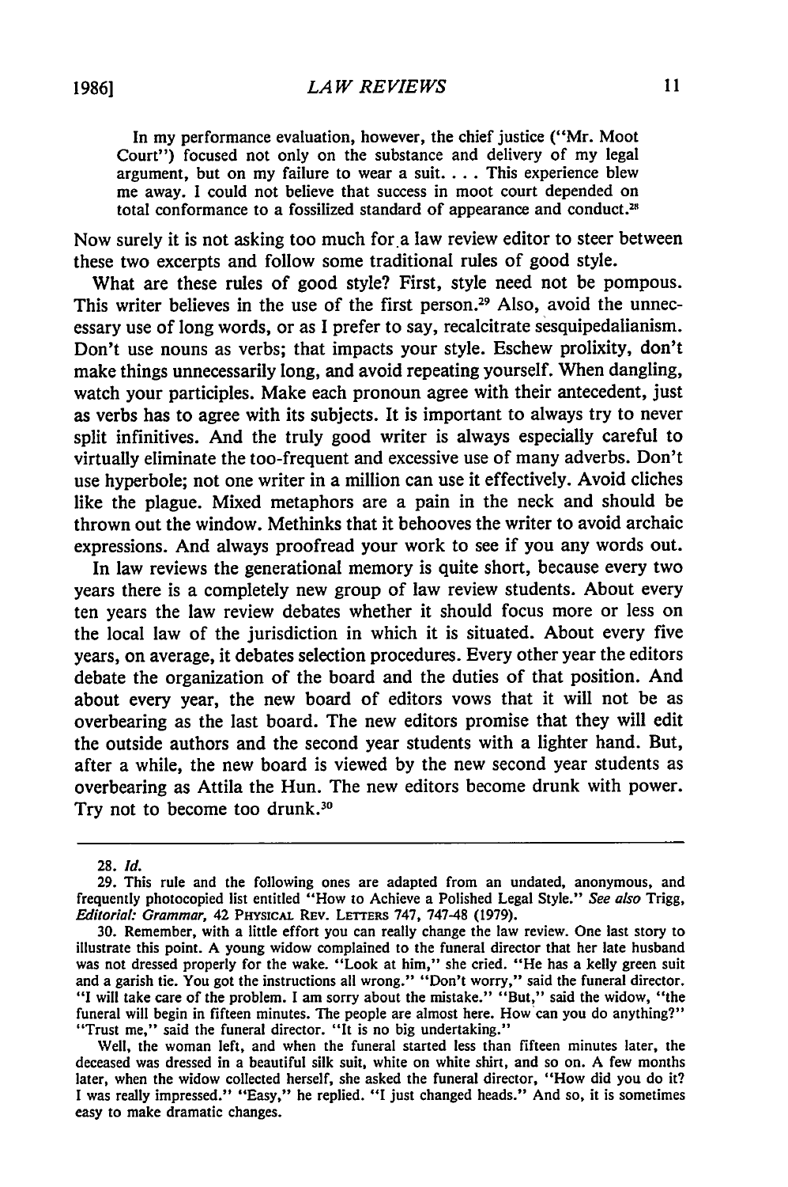> In my performance evaluation, however, the chief justice ("Mr. Moot Court") focused not only on the substance and delivery of my legal argument, but on my failure to wear a suit. . . . This experience blew me away. I could not believe that success in moot court depended on total conformance to a fossilized standard of appearance and conduct.[28]

Now surely it is not asking too much for a law review editor to steer between these two excerpts and follow some traditional rules of good style.

What are these rules of good style? First, style need not be pompous. This writer believes in the use of the first person.[29] Also, avoid the unnecessary use of long words, or as I prefer to say, recalcitrate sesquipedalianism. Don't use nouns as verbs; that impacts your style. Eschew prolixity, don't make things unnecessarily long, and avoid repeating yourself. When dangling, watch your participles. Make each pronoun agree with their antecedent, just as verbs has to agree with its subjects. It is important to always try to never split infinitives. And the truly good writer is always especially careful to virtually eliminate the too-frequent and excessive use of many adverbs. Don't use hyperbole; not one writer in a million can use it effectively. Avoid cliches like the plague. Mixed metaphors are a pain in the neck and should be thrown out the window. Methinks that it behooves the writer to avoid archaic expressions. And always proofread your work to see if you any words out.

In law reviews the generational memory is quite short, because every two years there is a completely new group of law review students. About every ten years the law review debates whether it should focus more or less on the local law of the jurisdiction in which it is situated. About every five years, on average, it debates selection procedures. Every other year the editors debate the organization of the board and the duties of that position. And about every year, the new board of editors vows that it will not be as overbearing as the last board. The new editors promise that they will edit the outside authors and the second year students with a lighter hand. But, after a while, the new board is viewed by the new second year students as overbearing as Attila the Hun. The new editors become drunk with power. Try not to become too drunk.[30]

---

28. *Id.*

29. This rule and the following ones are adapted from an undated, anonymous, and frequently photocopied list entitled "How to Achieve a Polished Legal Style." *See also* Trigg, *Editorial: Grammar*, 42 PHYSICAL REV. LETTERS 747, 747-48 (1979).

30. Remember, with a little effort you can really change the law review. One last story to illustrate this point. A young widow complained to the funeral director that her late husband was not dressed properly for the wake. "Look at him," she cried. "He has a kelly green suit and a garish tie. You got the instructions all wrong." "Don't worry," said the funeral director. "I will take care of the problem. I am sorry about the mistake." "But," said the widow, "the funeral will begin in fifteen minutes. The people are almost here. How can you do anything?" "Trust me," said the funeral director. "It is no big undertaking."

Well, the woman left, and when the funeral started less than fifteen minutes later, the deceased was dressed in a beautiful silk suit, white on white shirt, and so on. A few months later, when the widow collected herself, she asked the funeral director, "How did you do it? I was really impressed." "Easy," he replied. "I just changed heads." And so, it is sometimes easy to make dramatic changes.